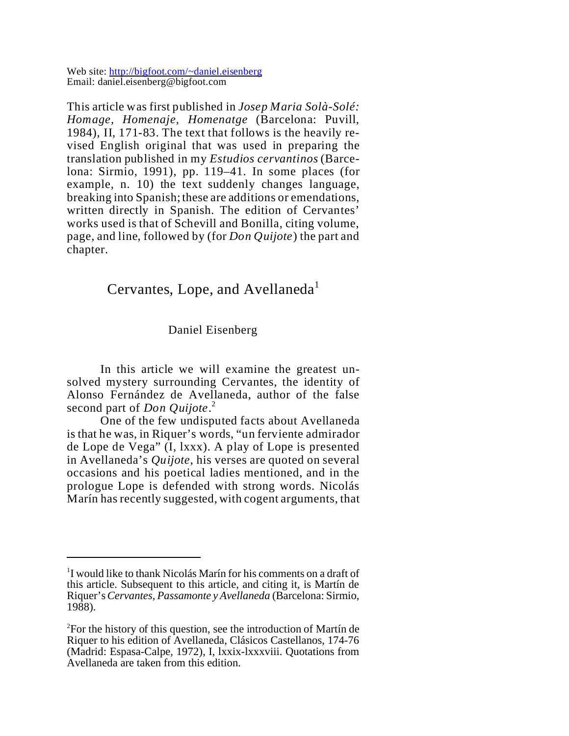Web site: [http://bigfoot.com/~daniel.eisenberg](http://bigfoot.com/~daniel.eisenberg)
Email: daniel.eisenberg@bigfoot.com

This article was first published in *Josep Maria Solà-Solé: Homage, Homenaje, Homenatge* (Barcelona: Puvill, 1984), II, 171-83. The text that follows is the heavily revised English original that was used in preparing the translation published in my *Estudios cervantinos* (Barcelona: Sirmio, 1991), pp. 119–41. In some places (for example, n. 10) the text suddenly changes language, breaking into Spanish; these are additions or emendations, written directly in Spanish. The edition of Cervantes' works used is that of Schevill and Bonilla, citing volume, page, and line, followed by (for *Don Quijote*) the part and chapter.

# Cervantes, Lope, and Avellaneda[1]

Daniel Eisenberg

In this article we will examine the greatest unsolved mystery surrounding Cervantes, the identity of Alonso Fernández de Avellaneda, author of the false second part of *Don Quijote*.[2]

One of the few undisputed facts about Avellaneda is that he was, in Riquer's words, "un ferviente admirador de Lope de Vega" (I, lxxx). A play of Lope is presented in Avellaneda's *Quijote*, his verses are quoted on several occasions and his poetical ladies mentioned, and in the prologue Lope is defended with strong words. Nicolás Marín has recently suggested, with cogent arguments, that

---

[1]I would like to thank Nicolás Marín for his comments on a draft of this article. Subsequent to this article, and citing it, is Martín de Riquer's *Cervantes, Passamonte y Avellaneda* (Barcelona: Sirmio, 1988).

[2]For the history of this question, see the introduction of Martín de Riquer to his edition of Avellaneda, Clásicos Castellanos, 174-76 (Madrid: Espasa-Calpe, 1972), I, lxxix-lxxxviii. Quotations from Avellaneda are taken from this edition.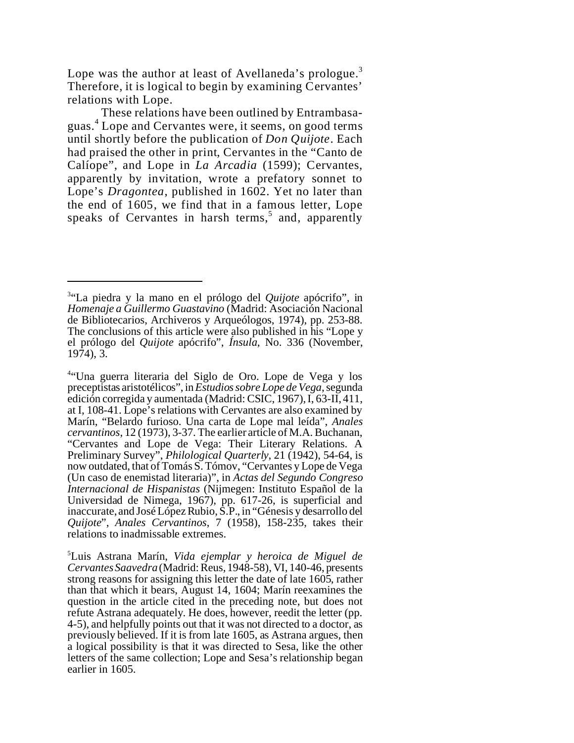Lope was the author at least of Avellaneda's prologue.[3] Therefore, it is logical to begin by examining Cervantes' relations with Lope.

These relations have been outlined by Entrambasaguas.[4] Lope and Cervantes were, it seems, on good terms until shortly before the publication of *Don Quijote*. Each had praised the other in print, Cervantes in the "Canto de Calíope", and Lope in *La Arcadia* (1599); Cervantes, apparently by invitation, wrote a prefatory sonnet to Lope's *Dragontea*, published in 1602. Yet no later than the end of 1605, we find that in a famous letter, Lope speaks of Cervantes in harsh terms,[5] and, apparently

---

[3] "La piedra y la mano en el prólogo del *Quijote* apócrifo", in *Homenaje a Guillermo Guastavino* (Madrid: Asociación Nacional de Bibliotecarios, Archiveros y Arqueólogos, 1974), pp. 253-88. The conclusions of this article were also published in his "Lope y el prólogo del *Quijote* apócrifo", *Ínsula*, No. 336 (November, 1974), 3.

[4] "Una guerra literaria del Siglo de Oro. Lope de Vega y los preceptistas aristotélicos", in *Estudios sobre Lope de Vega*, segunda edición corregida y aumentada (Madrid: CSIC, 1967), I, 63-II, 411, at I, 108-41. Lope's relations with Cervantes are also examined by Marín, "Belardo furioso. Una carta de Lope mal leída", *Anales cervantinos*, 12 (1973), 3-37. The earlier article of M.A. Buchanan, "Cervantes and Lope de Vega: Their Literary Relations. A Preliminary Survey", *Philological Quarterly*, 21 (1942), 54-64, is now outdated, that of Tomás S. Tómov, "Cervantes y Lope de Vega (Un caso de enemistad literaria)", in *Actas del Segundo Congreso Internacional de Hispanistas* (Nijmegen: Instituto Español de la Universidad de Nimega, 1967), pp. 617-26, is superficial and inaccurate, and José López Rubio, S.P., in "Génesis y desarrollo del *Quijote*", *Anales Cervantinos*, 7 (1958), 158-235, takes their relations to inadmissable extremes.

[5] Luis Astrana Marín, *Vida ejemplar y heroica de Miguel de Cervantes Saavedra* (Madrid: Reus, 1948-58), VI, 140-46, presents strong reasons for assigning this letter the date of late 1605, rather than that which it bears, August 14, 1604; Marín reexamines the question in the article cited in the preceding note, but does not refute Astrana adequately. He does, however, reedit the letter (pp. 4-5), and helpfully points out that it was not directed to a doctor, as previously believed. If it is from late 1605, as Astrana argues, then a logical possibility is that it was directed to Sesa, like the other letters of the same collection; Lope and Sesa's relationship began earlier in 1605.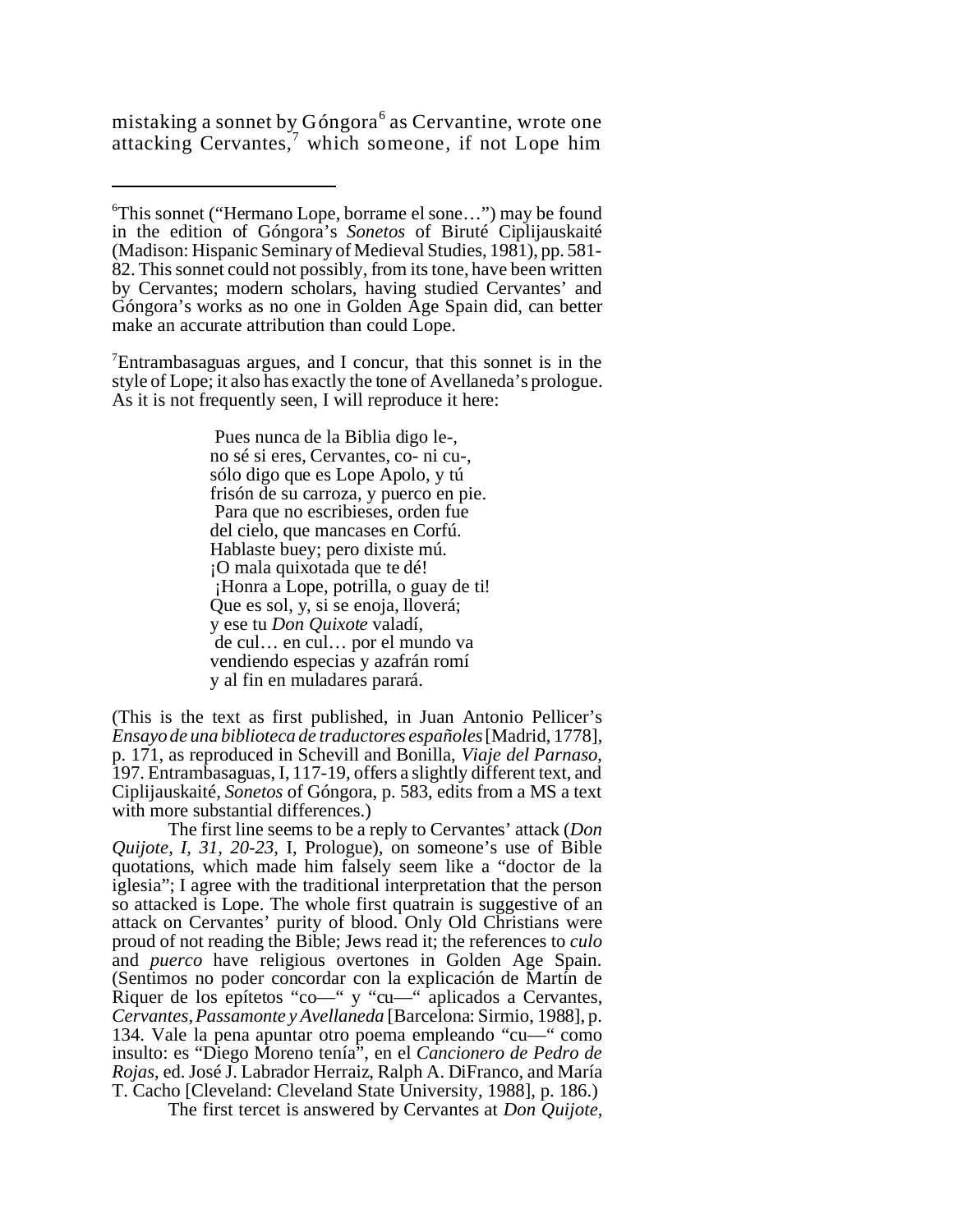mistaking a sonnet by Góngora[6] as Cervantine, wrote one attacking Cervantes,[7] which someone, if not Lope him

---

[6]This sonnet ("Hermano Lope, borrame el sone…") may be found in the edition of Góngora's *Sonetos* of Biruté Ciplijauskaité (Madison: Hispanic Seminary of Medieval Studies, 1981), pp. 581-82. This sonnet could not possibly, from its tone, have been written by Cervantes; modern scholars, having studied Cervantes' and Góngora's works as no one in Golden Age Spain did, can better make an accurate attribution than could Lope.

[7]Entrambasaguas argues, and I concur, that this sonnet is in the style of Lope; it also has exactly the tone of Avellaneda's prologue. As it is not frequently seen, I will reproduce it here:

> Pues nunca de la Biblia digo le-,
> no sé si eres, Cervantes, co- ni cu-,
> sólo digo que es Lope Apolo, y tú
> frisón de su carroza, y puerco en pie.
> Para que no escribieses, orden fue
> del cielo, que mancases en Corfú.
> Hablaste buey; pero dixiste mú.
> ¡O mala quixotada que te dé!
> ¡Honra a Lope, potrilla, o guay de ti!
> Que es sol, y, si se enoja, lloverá;
> y ese tu *Don Quixote* valadí,
> de cul… en cul… por el mundo va
> vendiendo especias y azafrán romí
> y al fin en muladares parará.

(This is the text as first published, in Juan Antonio Pellicer's *Ensayo de una biblioteca de traductores españoles* [Madrid, 1778], p. 171, as reproduced in Schevill and Bonilla, *Viaje del Parnaso*, 197. Entrambasaguas, I, 117-19, offers a slightly different text, and Ciplijauskaité, *Sonetos* of Góngora, p. 583, edits from a MS a text with more substantial differences.)

The first line seems to be a reply to Cervantes' attack (*Don Quijote, I, 31, 20-23*, I, Prologue), on someone's use of Bible quotations, which made him falsely seem like a "doctor de la iglesia"; I agree with the traditional interpretation that the person so attacked is Lope. The whole first quatrain is suggestive of an attack on Cervantes' purity of blood. Only Old Christians were proud of not reading the Bible; Jews read it; the references to *culo* and *puerco* have religious overtones in Golden Age Spain. (Sentimos no poder concordar con la explicación de Martín de Riquer de los epítetos "co—" y "cu—" aplicados a Cervantes, *Cervantes, Passamonte y Avellaneda* [Barcelona: Sirmio, 1988], p. 134. Vale la pena apuntar otro poema empleando "cu—" como insulto: es "Diego Moreno tenía", en el *Cancionero de Pedro de Rojas*, ed. José J. Labrador Herraiz, Ralph A. DiFranco, and María T. Cacho [Cleveland: Cleveland State University, 1988], p. 186.)

The first tercet is answered by Cervantes at *Don Quijote*,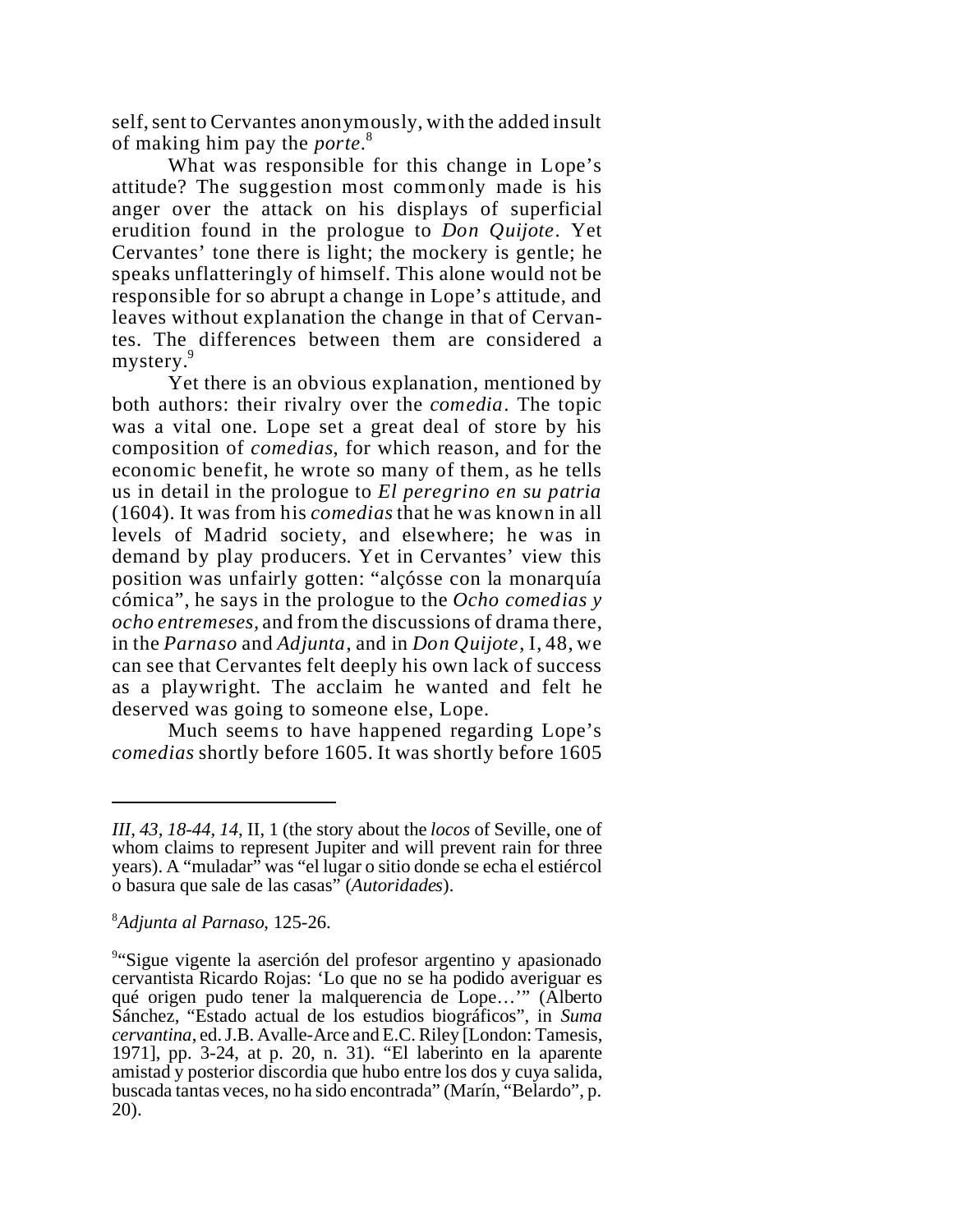self, sent to Cervantes anonymously, with the added insult of making him pay the *porte*.[8]

What was responsible for this change in Lope's attitude? The suggestion most commonly made is his anger over the attack on his displays of superficial erudition found in the prologue to *Don Quijote*. Yet Cervantes' tone there is light; the mockery is gentle; he speaks unflatteringly of himself. This alone would not be responsible for so abrupt a change in Lope's attitude, and leaves without explanation the change in that of Cervantes. The differences between them are considered a mystery.[9]

Yet there is an obvious explanation, mentioned by both authors: their rivalry over the *comedia*. The topic was a vital one. Lope set a great deal of store by his composition of *comedias*, for which reason, and for the economic benefit, he wrote so many of them, as he tells us in detail in the prologue to *El peregrino en su patria* (1604). It was from his *comedias* that he was known in all levels of Madrid society, and elsewhere; he was in demand by play producers. Yet in Cervantes' view this position was unfairly gotten: "alçósse con la monarquía cómica", he says in the prologue to the *Ocho comedias y ocho entremeses*, and from the discussions of drama there, in the *Parnaso* and *Adjunta*, and in *Don Quijote*, I, 48, we can see that Cervantes felt deeply his own lack of success as a playwright. The acclaim he wanted and felt he deserved was going to someone else, Lope.

Much seems to have happened regarding Lope's *comedias* shortly before 1605. It was shortly before 1605

---

*III, 43, 18-44, 14*, II, 1 (the story about the *locos* of Seville, one of whom claims to represent Jupiter and will prevent rain for three years). A "muladar" was "el lugar o sitio donde se echa el estiércol o basura que sale de las casas" (*Autoridades*).

[8] *Adjunta al Parnaso*, 125-26.

[9] "Sigue vigente la aserción del profesor argentino y apasionado cervantista Ricardo Rojas: 'Lo que no se ha podido averiguar es qué origen pudo tener la malquerencia de Lope…'" (Alberto Sánchez, "Estado actual de los estudios biográficos", in *Suma cervantina*, ed. J.B. Avalle-Arce and E.C. Riley [London: Tamesis, 1971], pp. 3-24, at p. 20, n. 31). "El laberinto en la aparente amistad y posterior discordia que hubo entre los dos y cuya salida, buscada tantas veces, no ha sido encontrada" (Marín, "Belardo", p. 20).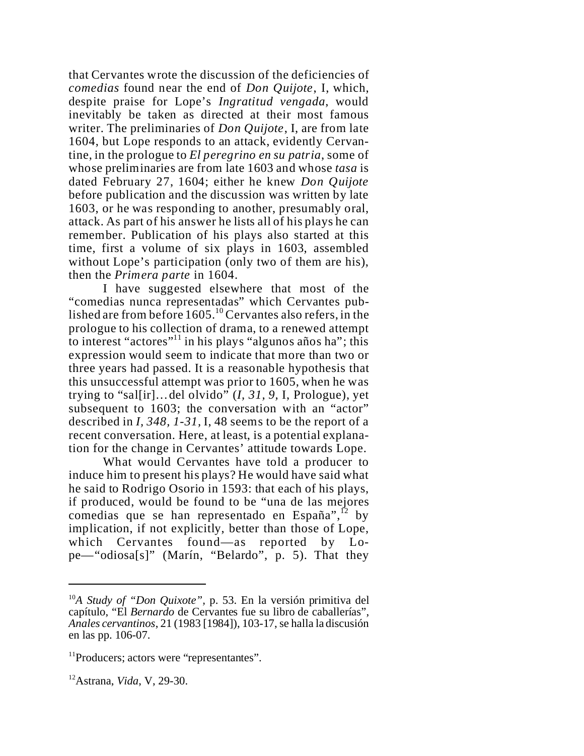that Cervantes wrote the discussion of the deficiencies of *comedias* found near the end of *Don Quijote*, I, which, despite praise for Lope's *Ingratitud vengada*, would inevitably be taken as directed at their most famous writer. The preliminaries of *Don Quijote*, I, are from late 1604, but Lope responds to an attack, evidently Cervantine, in the prologue to *El peregrino en su patria*, some of whose preliminaries are from late 1603 and whose *tasa* is dated February 27, 1604; either he knew *Don Quijote* before publication and the discussion was written by late 1603, or he was responding to another, presumably oral, attack. As part of his answer he lists all of his plays he can remember. Publication of his plays also started at this time, first a volume of six plays in 1603, assembled without Lope's participation (only two of them are his), then the *Primera parte* in 1604.

I have suggested elsewhere that most of the "comedias nunca representadas" which Cervantes published are from before 1605.[10] Cervantes also refers, in the prologue to his collection of drama, to a renewed attempt to interest "actores"[11] in his plays "algunos años ha"; this expression would seem to indicate that more than two or three years had passed. It is a reasonable hypothesis that this unsuccessful attempt was prior to 1605, when he was trying to "sal[ir]…del olvido" (*I, 31, 9,* I, Prologue), yet subsequent to 1603; the conversation with an "actor" described in *I, 348, 1-31,* I, 48 seems to be the report of a recent conversation. Here, at least, is a potential explanation for the change in Cervantes' attitude towards Lope.

What would Cervantes have told a producer to induce him to present his plays? He would have said what he said to Rodrigo Osorio in 1593: that each of his plays, if produced, would be found to be "una de las mejores comedias que se han representado en España",[12] by implication, if not explicitly, better than those of Lope, which Cervantes found—as reported by Lope—"odiosa[s]" (Marín, "Belardo", p. 5). That they

---

[10] *A Study of "Don Quixote"*, p. 53. En la versión primitiva del capítulo, "El *Bernardo* de Cervantes fue su libro de caballerías", *Anales cervantinos*, 21 (1983 [1984]), 103-17, se halla la discusión en las pp. 106-07.

[11] Producers; actors were "representantes".

[12] Astrana, *Vida*, V, 29-30.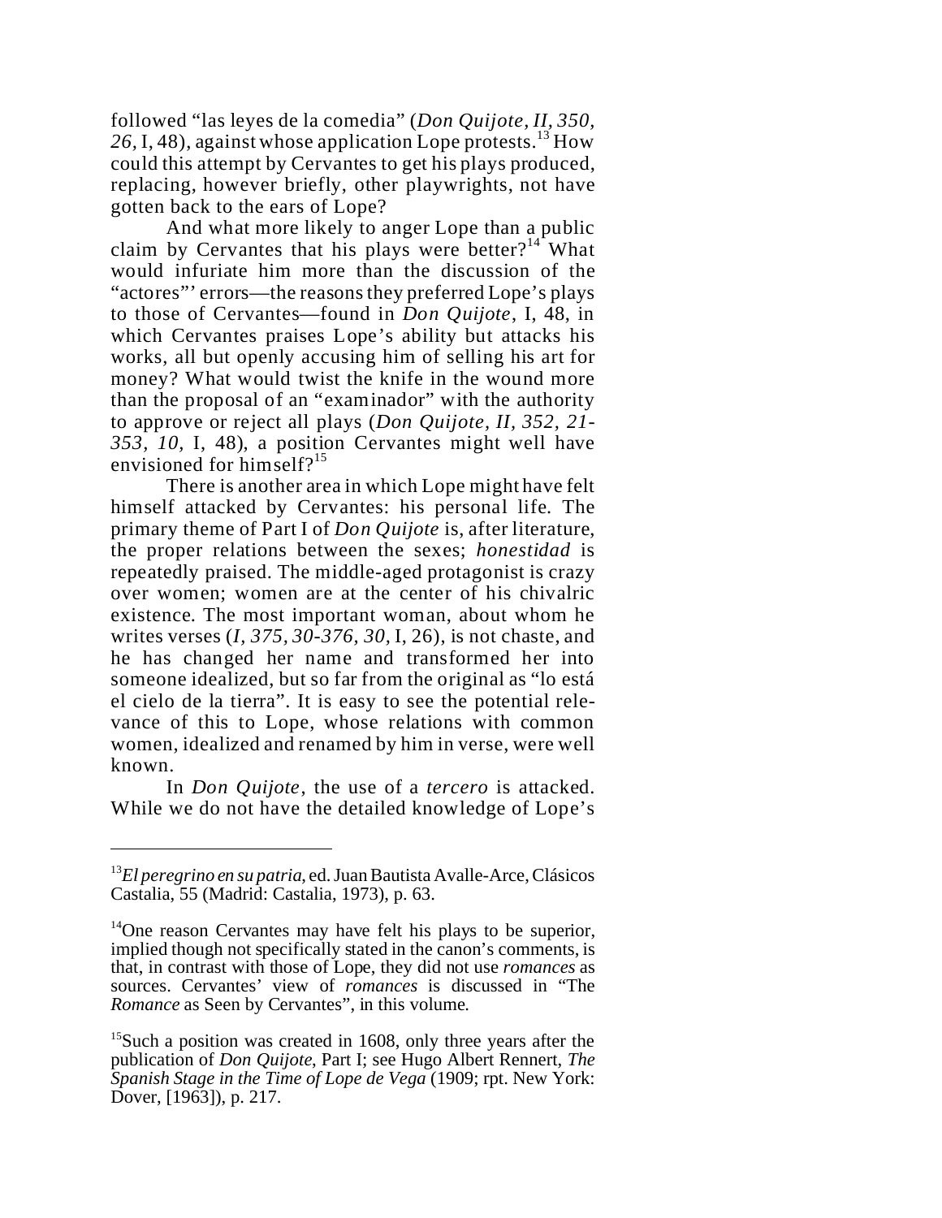followed "las leyes de la comedia" (*Don Quijote, II, 350, 26,* I, 48), against whose application Lope protests.[13] How could this attempt by Cervantes to get his plays produced, replacing, however briefly, other playwrights, not have gotten back to the ears of Lope?

And what more likely to anger Lope than a public claim by Cervantes that his plays were better?[14] What would infuriate him more than the discussion of the "actores"' errors—the reasons they preferred Lope's plays to those of Cervantes—found in *Don Quijote*, I, 48, in which Cervantes praises Lope's ability but attacks his works, all but openly accusing him of selling his art for money? What would twist the knife in the wound more than the proposal of an "examinador" with the authority to approve or reject all plays (*Don Quijote, II, 352, 21-353, 10,* I, 48), a position Cervantes might well have envisioned for himself?[15]

There is another area in which Lope might have felt himself attacked by Cervantes: his personal life. The primary theme of Part I of *Don Quijote* is, after literature, the proper relations between the sexes; *honestidad* is repeatedly praised. The middle-aged protagonist is crazy over women; women are at the center of his chivalric existence. The most important woman, about whom he writes verses (*I, 375, 30-376, 30,* I, 26), is not chaste, and he has changed her name and transformed her into someone idealized, but so far from the original as "lo está el cielo de la tierra". It is easy to see the potential relevance of this to Lope, whose relations with common women, idealized and renamed by him in verse, were well known.

In *Don Quijote*, the use of a *tercero* is attacked. While we do not have the detailed knowledge of Lope's

---

[13] *El peregrino en su patria*, ed. Juan Bautista Avalle-Arce, Clásicos Castalia, 55 (Madrid: Castalia, 1973), p. 63.

[14] One reason Cervantes may have felt his plays to be superior, implied though not specifically stated in the canon's comments, is that, in contrast with those of Lope, they did not use *romances* as sources. Cervantes' view of *romances* is discussed in "The *Romance* as Seen by Cervantes", in this volume.

[15] Such a position was created in 1608, only three years after the publication of *Don Quijote*, Part I; see Hugo Albert Rennert, *The Spanish Stage in the Time of Lope de Vega* (1909; rpt. New York: Dover, [1963]), p. 217.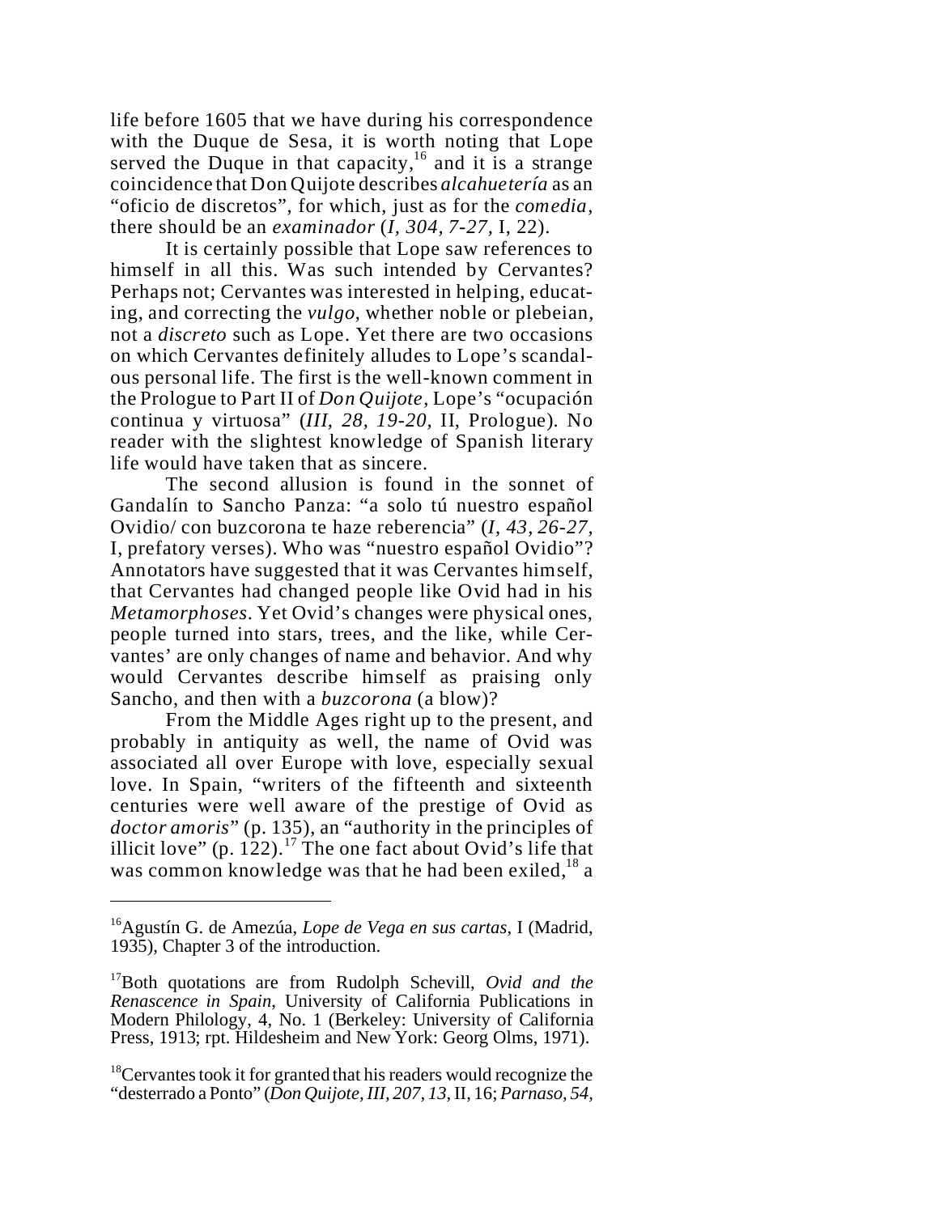life before 1605 that we have during his correspondence with the Duque de Sesa, it is worth noting that Lope served the Duque in that capacity,[16] and it is a strange coincidence that Don Quijote describes *alcahuetería* as an "oficio de discretos", for which, just as for the *comedia*, there should be an *examinador* (*I, 304, 7-27,* I, 22).

It is certainly possible that Lope saw references to himself in all this. Was such intended by Cervantes? Perhaps not; Cervantes was interested in helping, educating, and correcting the *vulgo*, whether noble or plebeian, not a *discreto* such as Lope. Yet there are two occasions on which Cervantes definitely alludes to Lope's scandalous personal life. The first is the well-known comment in the Prologue to Part II of *Don Quijote*, Lope's "ocupación continua y virtuosa" (*III, 28, 19-20,* II, Prologue). No reader with the slightest knowledge of Spanish literary life would have taken that as sincere.

The second allusion is found in the sonnet of Gandalín to Sancho Panza: "a solo tú nuestro español Ovidio/ con buzcorona te haze reberencia" (*I, 43, 26-27,* I, prefatory verses). Who was "nuestro español Ovidio"? Annotators have suggested that it was Cervantes himself, that Cervantes had changed people like Ovid had in his *Metamorphoses*. Yet Ovid's changes were physical ones, people turned into stars, trees, and the like, while Cervantes' are only changes of name and behavior. And why would Cervantes describe himself as praising only Sancho, and then with a *buzcorona* (a blow)?

From the Middle Ages right up to the present, and probably in antiquity as well, the name of Ovid was associated all over Europe with love, especially sexual love. In Spain, "writers of the fifteenth and sixteenth centuries were well aware of the prestige of Ovid as *doctor amoris*" (p. 135), an "authority in the principles of illicit love" (p. 122).[17] The one fact about Ovid's life that was common knowledge was that he had been exiled,[18] a

---

[16] Agustín G. de Amezúa, *Lope de Vega en sus cartas*, I (Madrid, 1935), Chapter 3 of the introduction.

[17] Both quotations are from Rudolph Schevill, *Ovid and the Renascence in Spain*, University of California Publications in Modern Philology, 4, No. 1 (Berkeley: University of California Press, 1913; rpt. Hildesheim and New York: Georg Olms, 1971).

[18] Cervantes took it for granted that his readers would recognize the "desterrado a Ponto" (*Don Quijote, III, 207, 13,* II, 16; *Parnaso, 54,*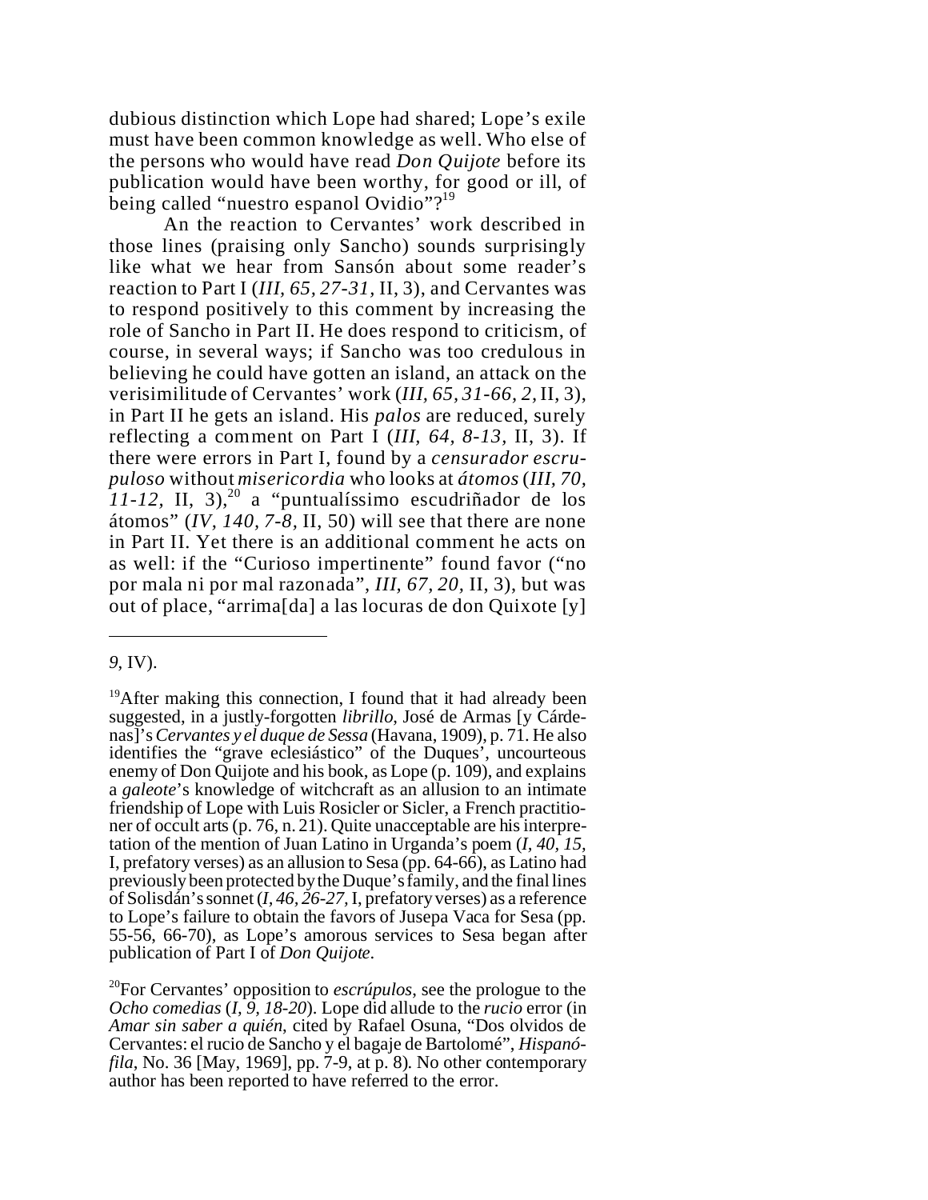dubious distinction which Lope had shared; Lope's exile must have been common knowledge as well. Who else of the persons who would have read *Don Quijote* before its publication would have been worthy, for good or ill, of being called "nuestro espanol Ovidio"?[19]

An the reaction to Cervantes' work described in those lines (praising only Sancho) sounds surprisingly like what we hear from Sansón about some reader's reaction to Part I (*III, 65, 27-31,* II, 3), and Cervantes was to respond positively to this comment by increasing the role of Sancho in Part II. He does respond to criticism, of course, in several ways; if Sancho was too credulous in believing he could have gotten an island, an attack on the verisimilitude of Cervantes' work (*III, 65, 31-66, 2,* II, 3), in Part II he gets an island. His *palos* are reduced, surely reflecting a comment on Part I (*III, 64, 8-13,* II, 3). If there were errors in Part I, found by a *censurador escrupuloso* without *misericordia* who looks at *átomos* (*III, 70, 11-12,* II, 3),[20] a "puntualíssimo escudriñador de los átomos" (*IV, 140, 7-8,* II, 50) will see that there are none in Part II. Yet there is an additional comment he acts on as well: if the "Curioso impertinente" found favor ("no por mala ni por mal razonada", *III, 67, 20,* II, 3), but was out of place, "arrima[da] a las locuras de don Quixote [y]

---

*9*, IV).

[19]After making this connection, I found that it had already been suggested, in a justly-forgotten *librillo*, José de Armas [y Cárdenas]'s *Cervantes y el duque de Sessa* (Havana, 1909), p. 71. He also identifies the "grave eclesiástico" of the Duques', uncourteous enemy of Don Quijote and his book, as Lope (p. 109), and explains a *galeote*'s knowledge of witchcraft as an allusion to an intimate friendship of Lope with Luis Rosicler or Sicler, a French practitioner of occult arts (p. 76, n. 21). Quite unacceptable are his interpretation of the mention of Juan Latino in Urganda's poem (*I, 40, 15,* I, prefatory verses) as an allusion to Sesa (pp. 64-66), as Latino had previously been protected by the Duque's family, and the final lines of Solisdán's sonnet (*I, 46, 26-27,* I, prefatory verses) as a reference to Lope's failure to obtain the favors of Jusepa Vaca for Sesa (pp. 55-56, 66-70), as Lope's amorous services to Sesa began after publication of Part I of *Don Quijote*.

[20]For Cervantes' opposition to *escrúpulos*, see the prologue to the *Ocho comedias* (*I, 9, 18-20*). Lope did allude to the *rucio* error (in *Amar sin saber a quién*, cited by Rafael Osuna, "Dos olvidos de Cervantes: el rucio de Sancho y el bagaje de Bartolomé", *Hispanófila*, No. 36 [May, 1969], pp. 7-9, at p. 8). No other contemporary author has been reported to have referred to the error.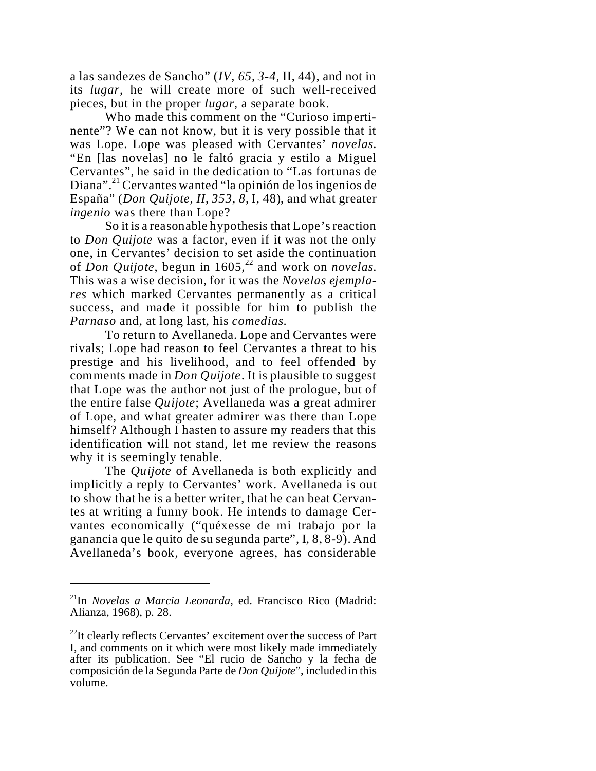a las sandezes de Sancho" (*IV, 65, 3-4,* II, 44), and not in its *lugar*, he will create more of such well-received pieces, but in the proper *lugar*, a separate book.

Who made this comment on the "Curioso impertinente"? We can not know, but it is very possible that it was Lope. Lope was pleased with Cervantes' *novelas.* "En [las novelas] no le faltó gracia y estilo a Miguel Cervantes", he said in the dedication to "Las fortunas de Diana".[21] Cervantes wanted "la opinión de los ingenios de España" (*Don Quijote, II, 353, 8,* I, 48), and what greater *ingenio* was there than Lope?

So it is a reasonable hypothesis that Lope's reaction to *Don Quijote* was a factor, even if it was not the only one, in Cervantes' decision to set aside the continuation of *Don Quijote*, begun in 1605,[22] and work on *novelas.* This was a wise decision, for it was the *Novelas ejemplares* which marked Cervantes permanently as a critical success, and made it possible for him to publish the *Parnaso* and, at long last, his *comedias.*

To return to Avellaneda. Lope and Cervantes were rivals; Lope had reason to feel Cervantes a threat to his prestige and his livelihood, and to feel offended by comments made in *Don Quijote*. It is plausible to suggest that Lope was the author not just of the prologue, but of the entire false *Quijote*; Avellaneda was a great admirer of Lope, and what greater admirer was there than Lope himself? Although I hasten to assure my readers that this identification will not stand, let me review the reasons why it is seemingly tenable.

The *Quijote* of Avellaneda is both explicitly and implicitly a reply to Cervantes' work. Avellaneda is out to show that he is a better writer, that he can beat Cervantes at writing a funny book. He intends to damage Cervantes economically ("quéxesse de mi trabajo por la ganancia que le quito de su segunda parte", I, 8, 8-9). And Avellaneda's book, everyone agrees, has considerable

---

[21]In *Novelas a Marcia Leonarda*, ed. Francisco Rico (Madrid: Alianza, 1968), p. 28.

[22]It clearly reflects Cervantes' excitement over the success of Part I, and comments on it which were most likely made immediately after its publication. See "El rucio de Sancho y la fecha de composición de la Segunda Parte de *Don Quijote*", included in this volume.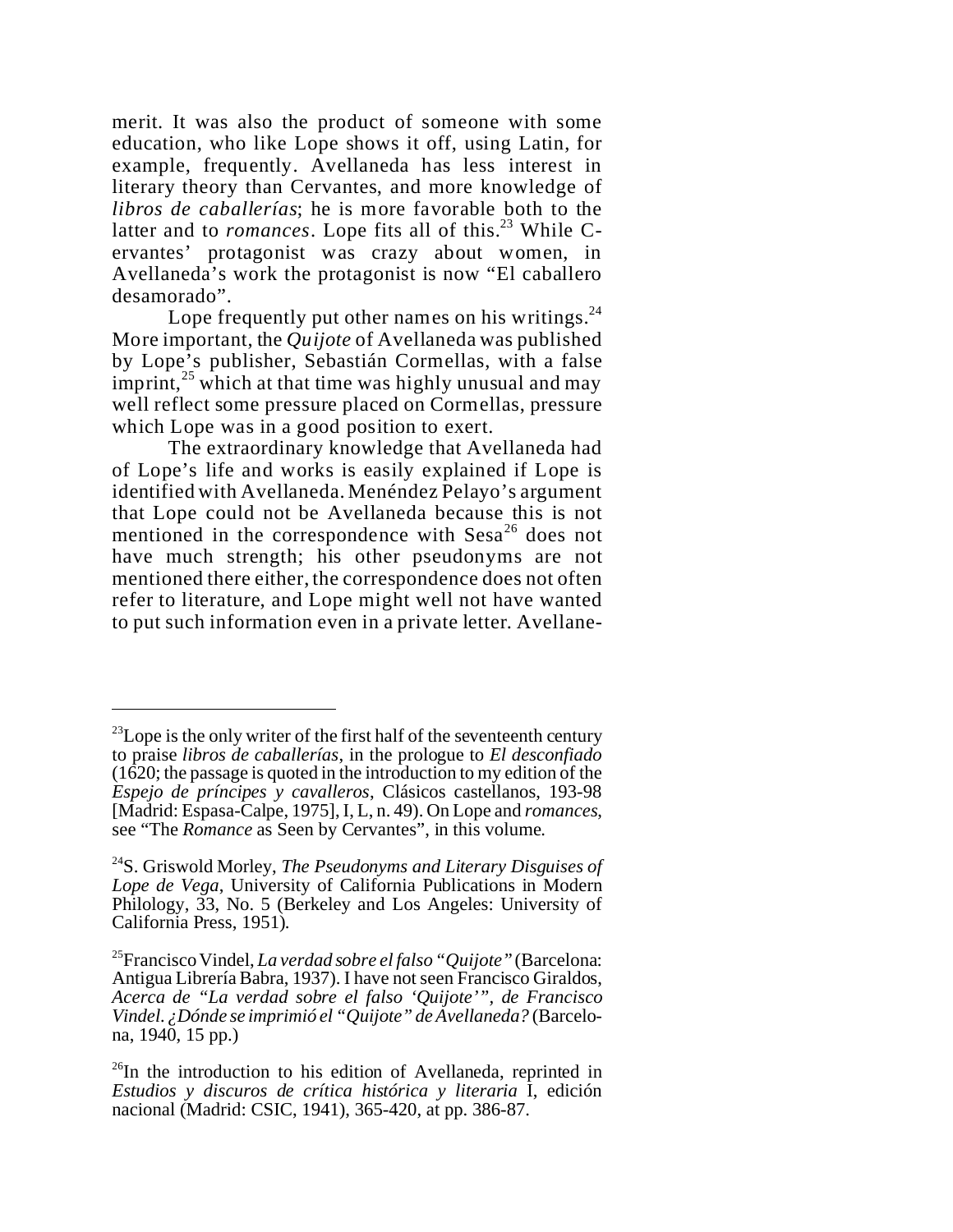merit. It was also the product of someone with some education, who like Lope shows it off, using Latin, for example, frequently. Avellaneda has less interest in literary theory than Cervantes, and more knowledge of *libros de caballerías*; he is more favorable both to the latter and to *romances*. Lope fits all of this.[23] While Cervantes' protagonist was crazy about women, in Avellaneda's work the protagonist is now "El caballero desamorado".

Lope frequently put other names on his writings.[24] More important, the *Quijote* of Avellaneda was published by Lope's publisher, Sebastián Cormellas, with a false imprint,[25] which at that time was highly unusual and may well reflect some pressure placed on Cormellas, pressure which Lope was in a good position to exert.

The extraordinary knowledge that Avellaneda had of Lope's life and works is easily explained if Lope is identified with Avellaneda. Menéndez Pelayo's argument that Lope could not be Avellaneda because this is not mentioned in the correspondence with Sesa[26] does not have much strength; his other pseudonyms are not mentioned there either, the correspondence does not often refer to literature, and Lope might well not have wanted to put such information even in a private letter. Avellane-

---

[23]Lope is the only writer of the first half of the seventeenth century to praise *libros de caballerías*, in the prologue to *El desconfiado* (1620; the passage is quoted in the introduction to my edition of the *Espejo de príncipes y cavalleros*, Clásicos castellanos, 193-98 [Madrid: Espasa-Calpe, 1975], I, L, n. 49). On Lope and *romances*, see "The *Romance* as Seen by Cervantes", in this volume.

[24]S. Griswold Morley, *The Pseudonyms and Literary Disguises of Lope de Vega*, University of California Publications in Modern Philology, 33, No. 5 (Berkeley and Los Angeles: University of California Press, 1951).

[25]Francisco Vindel, *La verdad sobre el falso "Quijote"* (Barcelona: Antigua Librería Babra, 1937). I have not seen Francisco Giraldos, *Acerca de "La verdad sobre el falso 'Quijote'", de Francisco Vindel. ¿Dónde se imprimió el "Quijote" de Avellaneda?* (Barcelona, 1940, 15 pp.)

[26]In the introduction to his edition of Avellaneda, reprinted in *Estudios y discuros de crítica histórica y literaria* I, edición nacional (Madrid: CSIC, 1941), 365-420, at pp. 386-87.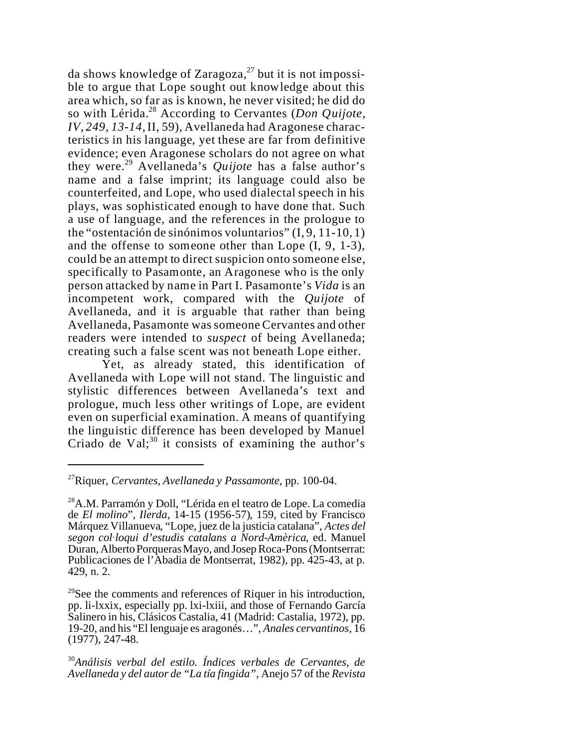da shows knowledge of Zaragoza,[27] but it is not impossible to argue that Lope sought out knowledge about this area which, so far as is known, he never visited; he did do so with Lérida.[28] According to Cervantes (*Don Quijote, IV, 249, 13-14*, II, 59), Avellaneda had Aragonese characteristics in his language, yet these are far from definitive evidence; even Aragonese scholars do not agree on what they were.[29] Avellaneda's *Quijote* has a false author's name and a false imprint; its language could also be counterfeited, and Lope, who used dialectal speech in his plays, was sophisticated enough to have done that. Such a use of language, and the references in the prologue to the "ostentación de sinónimos voluntarios" (I, 9, 11-10, 1) and the offense to someone other than Lope (I, 9, 1-3), could be an attempt to direct suspicion onto someone else, specifically to Pasamonte, an Aragonese who is the only person attacked by name in Part I. Pasamonte's *Vida* is an incompetent work, compared with the *Quijote* of Avellaneda, and it is arguable that rather than being Avellaneda, Pasamonte was someone Cervantes and other readers were intended to *suspect* of being Avellaneda; creating such a false scent was not beneath Lope either.

Yet, as already stated, this identification of Avellaneda with Lope will not stand. The linguistic and stylistic differences between Avellaneda's text and prologue, much less other writings of Lope, are evident even on superficial examination. A means of quantifying the linguistic difference has been developed by Manuel Criado de Val;[30] it consists of examining the author's

---

[27]Riquer, *Cervantes, Avellaneda y Passamonte*, pp. 100-04.

[28]A.M. Parramón y Doll, "Lérida en el teatro de Lope. La comedia de *El molino*", *Ilerda*, 14-15 (1956-57), 159, cited by Francisco Márquez Villanueva, "Lope, juez de la justicia catalana", *Actes del segon col·loqui d'estudis catalans a Nord-Amèrica*, ed. Manuel Duran, Alberto Porqueras Mayo, and Josep Roca-Pons (Montserrat: Publicaciones de l'Abadia de Montserrat, 1982), pp. 425-43, at p. 429, n. 2.

[29]See the comments and references of Riquer in his introduction, pp. li-lxxix, especially pp. lxi-lxiii, and those of Fernando García Salinero in his, Clásicos Castalia, 41 (Madrid: Castalia, 1972), pp. 19-20, and his "El lenguaje es aragonés…", *Anales cervantinos*, 16 (1977), 247-48.

[30]*Análisis verbal del estilo. Índices verbales de Cervantes, de Avellaneda y del autor de "La tía fingida"*, Anejo 57 of the *Revista*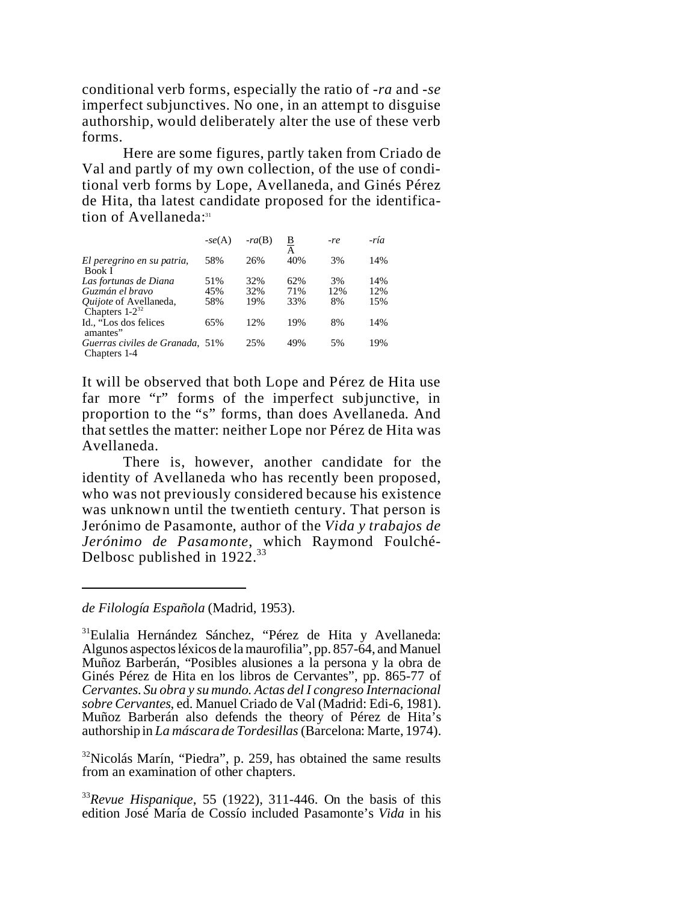conditional verb forms, especially the ratio of *-ra* and *-se* imperfect subjunctives. No one, in an attempt to disguise authorship, would deliberately alter the use of these verb forms.

Here are some figures, partly taken from Criado de Val and partly of my own collection, of the use of conditional verb forms by Lope, Avellaneda, and Ginés Pérez de Hita, tha latest candidate proposed for the identification of Avellaneda:[31]

| | *-se*(A) | *-ra*(B) | B/A | *-re* | *-ría* |
|---|---|---|---|---|---|
| *El peregrino en su patria*, Book I | 58% | 26% | 40% | 3% | 14% |
| *Las fortunas de Diana* | 51% | 32% | 62% | 3% | 14% |
| *Guzmán el bravo* | 45% | 32% | 71% | 12% | 12% |
| *Quijote* of Avellaneda, Chapters 1-2[32] | 58% | 19% | 33% | 8% | 15% |
| Id., "Los dos felices amantes" | 65% | 12% | 19% | 8% | 14% |
| *Guerras civiles de Granada*, Chapters 1-4 | 51% | 25% | 49% | 5% | 19% |

It will be observed that both Lope and Pérez de Hita use far more "r" forms of the imperfect subjunctive, in proportion to the "s" forms, than does Avellaneda. And that settles the matter: neither Lope nor Pérez de Hita was Avellaneda.

There is, however, another candidate for the identity of Avellaneda who has recently been proposed, who was not previously considered because his existence was unknown until the twentieth century. That person is Jerónimo de Pasamonte, author of the *Vida y trabajos de Jerónimo de Pasamonte*, which Raymond Foulché-Delbosc published in 1922.[33]

---

*de Filología Española* (Madrid, 1953).

[31]Eulalia Hernández Sánchez, "Pérez de Hita y Avellaneda: Algunos aspectos léxicos de la maurofilia", pp. 857-64, and Manuel Muñoz Barberán, "Posibles alusiones a la persona y la obra de Ginés Pérez de Hita en los libros de Cervantes", pp. 865-77 of *Cervantes. Su obra y su mundo. Actas del I congreso Internacional sobre Cervantes*, ed. Manuel Criado de Val (Madrid: Edi-6, 1981). Muñoz Barberán also defends the theory of Pérez de Hita's authorship in *La máscara de Tordesillas* (Barcelona: Marte, 1974).

[32]Nicolás Marín, "Piedra", p. 259, has obtained the same results from an examination of other chapters.

[33]*Revue Hispanique*, 55 (1922), 311-446. On the basis of this edition José María de Cossío included Pasamonte's *Vida* in his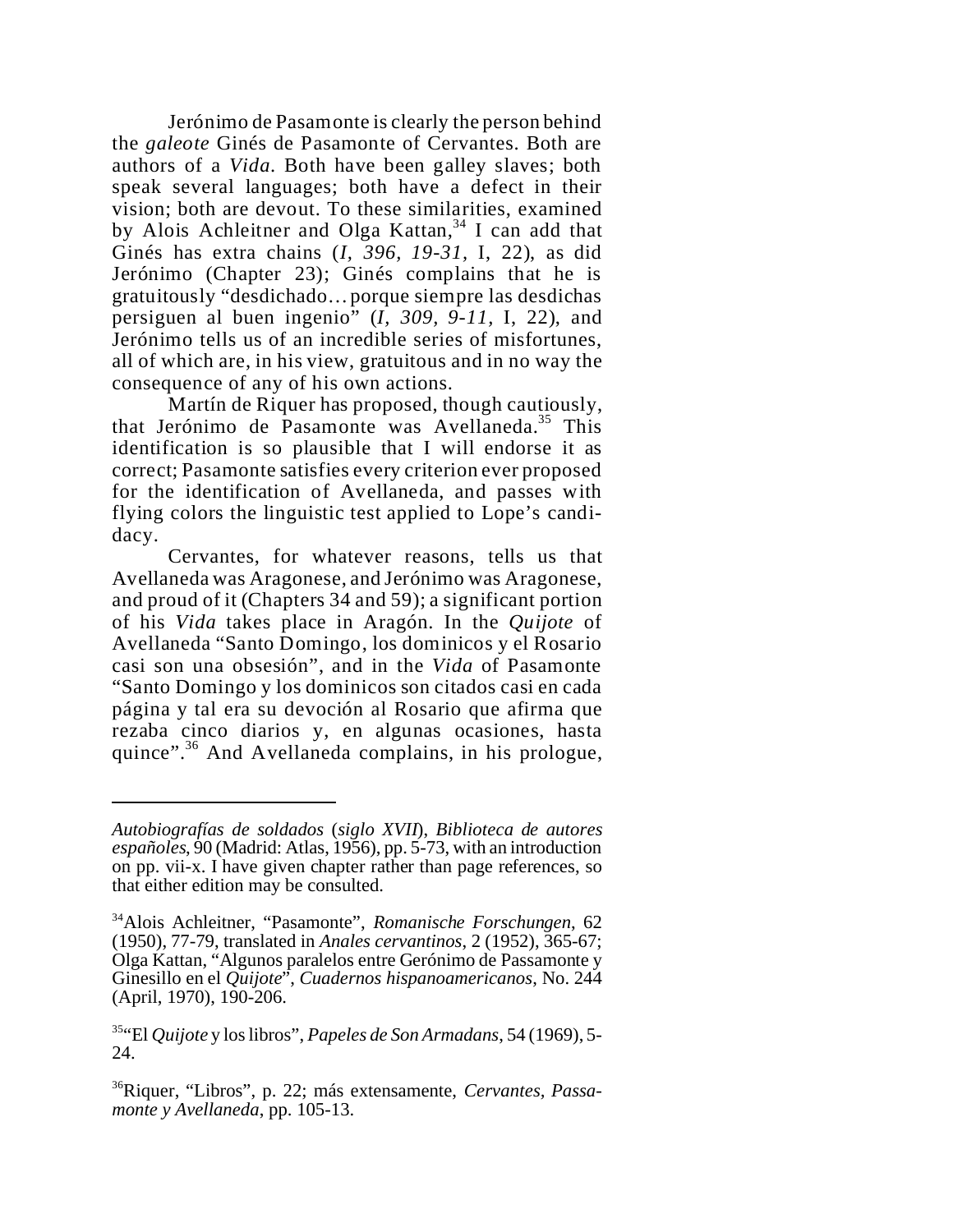Jerónimo de Pasamonte is clearly the person behind the *galeote* Ginés de Pasamonte of Cervantes. Both are authors of a *Vida*. Both have been galley slaves; both speak several languages; both have a defect in their vision; both are devout. To these similarities, examined by Alois Achleitner and Olga Kattan,[34] I can add that Ginés has extra chains (*I, 396, 19-31*, I, 22), as did Jerónimo (Chapter 23); Ginés complains that he is gratuitously "desdichado… porque siempre las desdichas persiguen al buen ingenio" (*I, 309, 9-11*, I, 22), and Jerónimo tells us of an incredible series of misfortunes, all of which are, in his view, gratuitous and in no way the consequence of any of his own actions.

Martín de Riquer has proposed, though cautiously, that Jerónimo de Pasamonte was Avellaneda.[35] This identification is so plausible that I will endorse it as correct; Pasamonte satisfies every criterion ever proposed for the identification of Avellaneda, and passes with flying colors the linguistic test applied to Lope's candidacy.

Cervantes, for whatever reasons, tells us that Avellaneda was Aragonese, and Jerónimo was Aragonese, and proud of it (Chapters 34 and 59); a significant portion of his *Vida* takes place in Aragón. In the *Quijote* of Avellaneda "Santo Domingo, los dominicos y el Rosario casi son una obsesión", and in the *Vida* of Pasamonte "Santo Domingo y los dominicos son citados casi en cada página y tal era su devoción al Rosario que afirma que rezaba cinco diarios y, en algunas ocasiones, hasta quince".[36] And Avellaneda complains, in his prologue,

---

*Autobiografías de soldados* (*siglo XVII*), *Biblioteca de autores españoles*, 90 (Madrid: Atlas, 1956), pp. 5-73, with an introduction on pp. vii-x. I have given chapter rather than page references, so that either edition may be consulted.

[34] Alois Achleitner, "Pasamonte", *Romanische Forschungen*, 62 (1950), 77-79, translated in *Anales cervantinos*, 2 (1952), 365-67; Olga Kattan, "Algunos paralelos entre Gerónimo de Passamonte y Ginesillo en el *Quijote*", *Cuadernos hispanoamericanos*, No. 244 (April, 1970), 190-206.

[35] "El *Quijote* y los libros", *Papeles de Son Armadans*, 54 (1969), 5-24.

[36] Riquer, "Libros", p. 22; más extensamente, *Cervantes, Passamonte y Avellaneda*, pp. 105-13.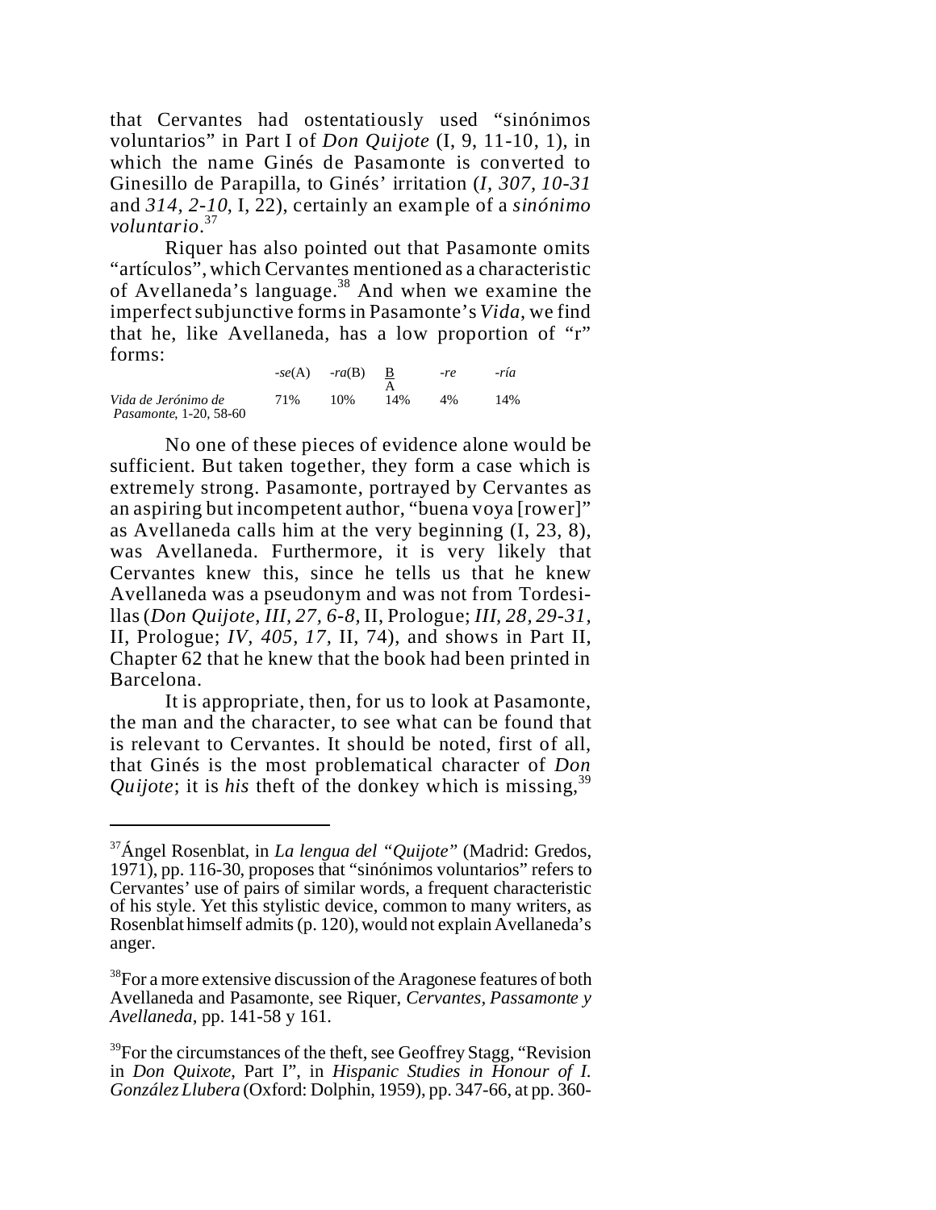that Cervantes had ostentatiously used "sinónimos voluntarios" in Part I of *Don Quijote* (I, 9, 11-10, 1), in which the name Ginés de Pasamonte is converted to Ginesillo de Parapilla, to Ginés' irritation (*I, 307, 10-31* and *314, 2-10*, I, 22), certainly an example of a *sinónimo voluntario*.[37]

Riquer has also pointed out that Pasamonte omits "artículos", which Cervantes mentioned as a characteristic of Avellaneda's language.[38] And when we examine the imperfect subjunctive forms in Pasamonte's *Vida*, we find that he, like Avellaneda, has a low proportion of "r" forms:

| | *-se*(A) | *-ra*(B) | B/A | *-re* | *-ría* |
|---|---|---|---|---|---|
| *Vida de Jerónimo de Pasamonte*, 1-20, 58-60 | 71% | 10% | 14% | 4% | 14% |

No one of these pieces of evidence alone would be sufficient. But taken together, they form a case which is extremely strong. Pasamonte, portrayed by Cervantes as an aspiring but incompetent author, "buena voya [rower]" as Avellaneda calls him at the very beginning (I, 23, 8), was Avellaneda. Furthermore, it is very likely that Cervantes knew this, since he tells us that he knew Avellaneda was a pseudonym and was not from Tordesillas (*Don Quijote, III, 27, 6-8*, II, Prologue; *III, 28, 29-31*, II, Prologue; *IV, 405, 17*, II, 74), and shows in Part II, Chapter 62 that he knew that the book had been printed in Barcelona.

It is appropriate, then, for us to look at Pasamonte, the man and the character, to see what can be found that is relevant to Cervantes. It should be noted, first of all, that Ginés is the most problematical character of *Don Quijote*; it is *his* theft of the donkey which is missing,[39]

---

[37] Ángel Rosenblat, in *La lengua del "Quijote"* (Madrid: Gredos, 1971), pp. 116-30, proposes that "sinónimos voluntarios" refers to Cervantes' use of pairs of similar words, a frequent characteristic of his style. Yet this stylistic device, common to many writers, as Rosenblat himself admits (p. 120), would not explain Avellaneda's anger.

[38] For a more extensive discussion of the Aragonese features of both Avellaneda and Pasamonte, see Riquer, *Cervantes, Passamonte y Avellaneda*, pp. 141-58 y 161.

[39] For the circumstances of the theft, see Geoffrey Stagg, "Revision in *Don Quixote*, Part I", in *Hispanic Studies in Honour of I. González Llubera* (Oxford: Dolphin, 1959), pp. 347-66, at pp. 360-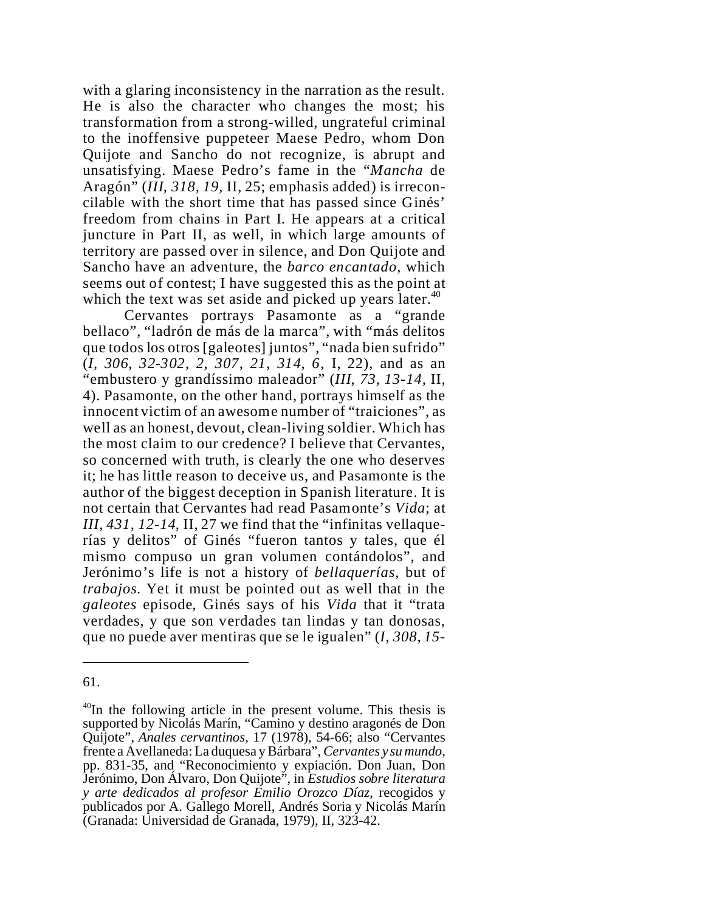with a glaring inconsistency in the narration as the result. He is also the character who changes the most; his transformation from a strong-willed, ungrateful criminal to the inoffensive puppeteer Maese Pedro, whom Don Quijote and Sancho do not recognize, is abrupt and unsatisfying. Maese Pedro's fame in the "*Mancha* de Aragón" (*III, 318, 19,* II, 25; emphasis added) is irreconcilable with the short time that has passed since Ginés' freedom from chains in Part I. He appears at a critical juncture in Part II, as well, in which large amounts of territory are passed over in silence, and Don Quijote and Sancho have an adventure, the *barco encantado*, which seems out of contest; I have suggested this as the point at which the text was set aside and picked up years later.[40]

Cervantes portrays Pasamonte as a "grande bellaco", "ladrón de más de la marca", with "más delitos que todos los otros [galeotes] juntos", "nada bien sufrido" (*I, 306, 32-302, 2, 307, 21, 314, 6*, I, 22), and as an "embustero y grandíssimo maleador" (*III, 73, 13-14*, II, 4). Pasamonte, on the other hand, portrays himself as the innocent victim of an awesome number of "traiciones", as well as an honest, devout, clean-living soldier. Which has the most claim to our credence? I believe that Cervantes, so concerned with truth, is clearly the one who deserves it; he has little reason to deceive us, and Pasamonte is the author of the biggest deception in Spanish literature. It is not certain that Cervantes had read Pasamonte's *Vida*; at *III, 431, 12-14*, II, 27 we find that the "infinitas vellaquerías y delitos" of Ginés "fueron tantos y tales, que él mismo compuso un gran volumen contándolos", and Jerónimo's life is not a history of *bellaquerías*, but of *trabajos*. Yet it must be pointed out as well that in the *galeotes* episode, Ginés says of his *Vida* that it "trata verdades, y que son verdades tan lindas y tan donosas, que no puede aver mentiras que se le igualen" (*I, 308, 15-*

---

61.

[40]In the following article in the present volume. This thesis is supported by Nicolás Marín, "Camino y destino aragonés de Don Quijote", *Anales cervantinos*, 17 (1978), 54-66; also "Cervantes frente a Avellaneda: La duquesa y Bárbara", *Cervantes y su mundo*, pp. 831-35, and "Reconocimiento y expiación. Don Juan, Don Jerónimo, Don Álvaro, Don Quijote", in *Estudios sobre literatura y arte dedicados al profesor Emilio Orozco Díaz*, recogidos y publicados por A. Gallego Morell, Andrés Soria y Nicolás Marín (Granada: Universidad de Granada, 1979), II, 323-42.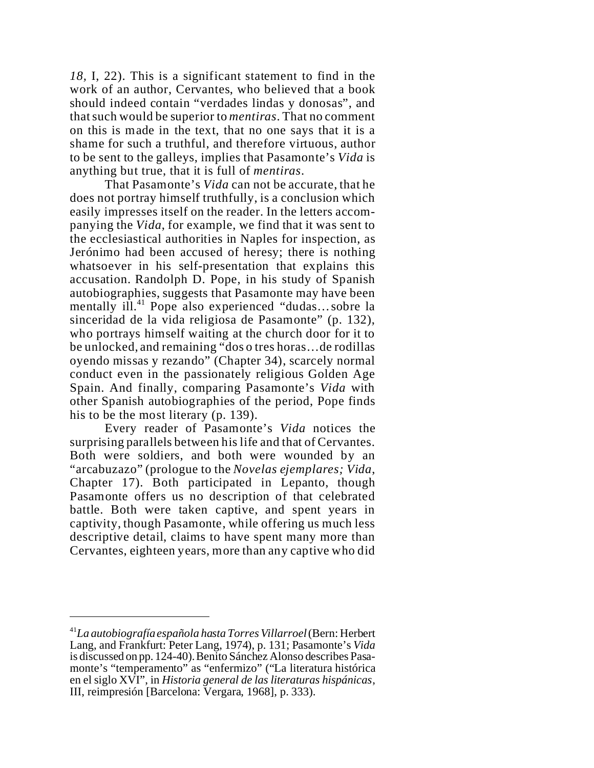*18*, I, 22). This is a significant statement to find in the work of an author, Cervantes, who believed that a book should indeed contain "verdades lindas y donosas", and that such would be superior to *mentiras*. That no comment on this is made in the text, that no one says that it is a shame for such a truthful, and therefore virtuous, author to be sent to the galleys, implies that Pasamonte's *Vida* is anything but true, that it is full of *mentiras*.

That Pasamonte's *Vida* can not be accurate, that he does not portray himself truthfully, is a conclusion which easily impresses itself on the reader. In the letters accompanying the *Vida*, for example, we find that it was sent to the ecclesiastical authorities in Naples for inspection, as Jerónimo had been accused of heresy; there is nothing whatsoever in his self-presentation that explains this accusation. Randolph D. Pope, in his study of Spanish autobiographies, suggests that Pasamonte may have been mentally ill.[41] Pope also experienced "dudas…sobre la sinceridad de la vida religiosa de Pasamonte" (p. 132), who portrays himself waiting at the church door for it to be unlocked, and remaining "dos o tres horas…de rodillas oyendo missas y rezando" (Chapter 34), scarcely normal conduct even in the passionately religious Golden Age Spain. And finally, comparing Pasamonte's *Vida* with other Spanish autobiographies of the period, Pope finds his to be the most literary (p. 139).

Every reader of Pasamonte's *Vida* notices the surprising parallels between his life and that of Cervantes. Both were soldiers, and both were wounded by an "arcabuzazo" (prologue to the *Novelas ejemplares; Vida*, Chapter 17). Both participated in Lepanto, though Pasamonte offers us no description of that celebrated battle. Both were taken captive, and spent years in captivity, though Pasamonte, while offering us much less descriptive detail, claims to have spent many more than Cervantes, eighteen years, more than any captive who did

---

[41] *La autobiografía española hasta Torres Villarroel* (Bern: Herbert Lang, and Frankfurt: Peter Lang, 1974), p. 131; Pasamonte's *Vida* is discussed on pp. 124-40). Benito Sánchez Alonso describes Pasamonte's "temperamento" as "enfermizo" ("La literatura histórica en el siglo XVI", in *Historia general de las literaturas hispánicas*, III, reimpresión [Barcelona: Vergara, 1968], p. 333).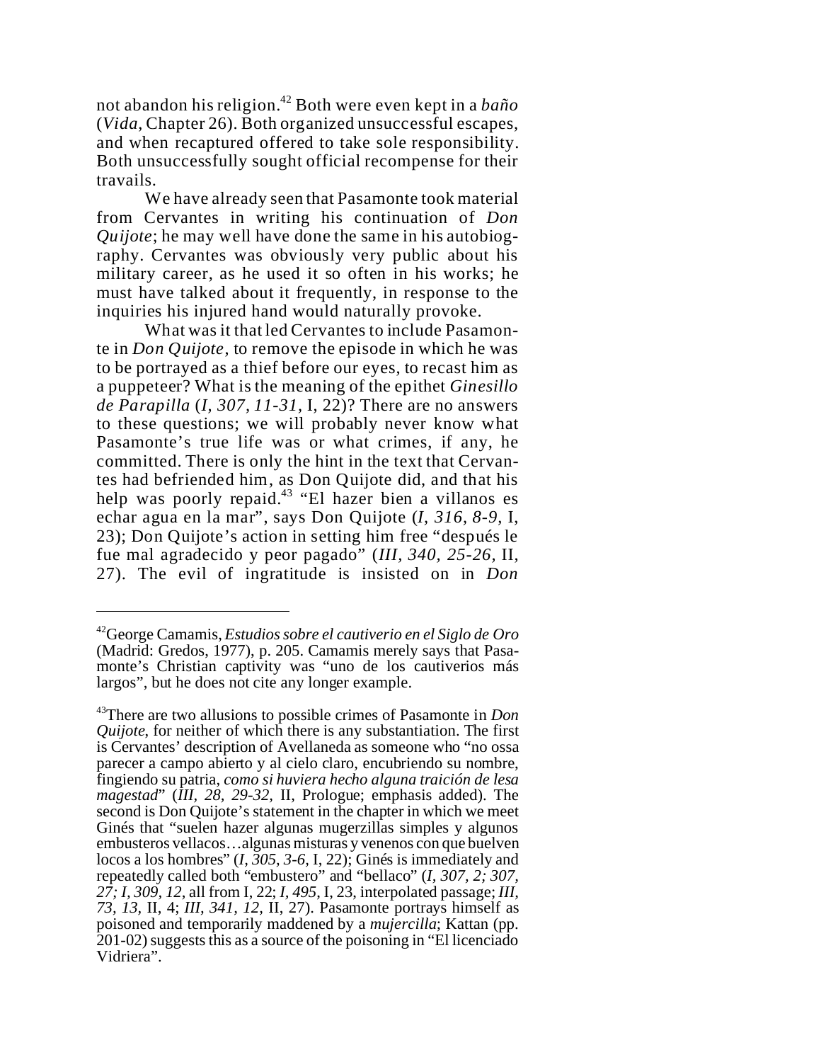not abandon his religion.[42] Both were even kept in a *baño* (*Vida*, Chapter 26). Both organized unsuccessful escapes, and when recaptured offered to take sole responsibility. Both unsuccessfully sought official recompense for their travails.

We have already seen that Pasamonte took material from Cervantes in writing his continuation of *Don Quijote*; he may well have done the same in his autobiography. Cervantes was obviously very public about his military career, as he used it so often in his works; he must have talked about it frequently, in response to the inquiries his injured hand would naturally provoke.

What was it that led Cervantes to include Pasamonte in *Don Quijote*, to remove the episode in which he was to be portrayed as a thief before our eyes, to recast him as a puppeteer? What is the meaning of the epithet *Ginesillo de Parapilla* (*I, 307, 11-31,* I, 22)? There are no answers to these questions; we will probably never know what Pasamonte's true life was or what crimes, if any, he committed. There is only the hint in the text that Cervantes had befriended him, as Don Quijote did, and that his help was poorly repaid.[43] "El hazer bien a villanos es echar agua en la mar", says Don Quijote (*I, 316, 8-9,* I, 23); Don Quijote's action in setting him free "después le fue mal agradecido y peor pagado" (*III, 340, 25-26,* II, 27). The evil of ingratitude is insisted on in *Don*

---

[42]George Camamis, *Estudios sobre el cautiverio en el Siglo de Oro* (Madrid: Gredos, 1977), p. 205. Camamis merely says that Pasamonte's Christian captivity was "uno de los cautiverios más largos", but he does not cite any longer example.

[43]There are two allusions to possible crimes of Pasamonte in *Don Quijote*, for neither of which there is any substantiation. The first is Cervantes' description of Avellaneda as someone who "no ossa parecer a campo abierto y al cielo claro, encubriendo su nombre, fingiendo su patria, *como si huviera hecho alguna traición de lesa magestad*" (*III, 28, 29-32,* II, Prologue; emphasis added). The second is Don Quijote's statement in the chapter in which we meet Ginés that "suelen hazer algunas mugerzillas simples y algunos embusteros vellacos…algunas misturas y venenos con que buelven locos a los hombres" (*I, 305, 3-6,* I, 22); Ginés is immediately and repeatedly called both "embustero" and "bellaco" (*I, 307, 2; 307, 27; I, 309, 12,* all from I, 22; *I, 495,* I, 23, interpolated passage; *III, 73, 13,* II, 4; *III, 341, 12,* II, 27). Pasamonte portrays himself as poisoned and temporarily maddened by a *mujercilla*; Kattan (pp. 201-02) suggests this as a source of the poisoning in "El licenciado Vidriera".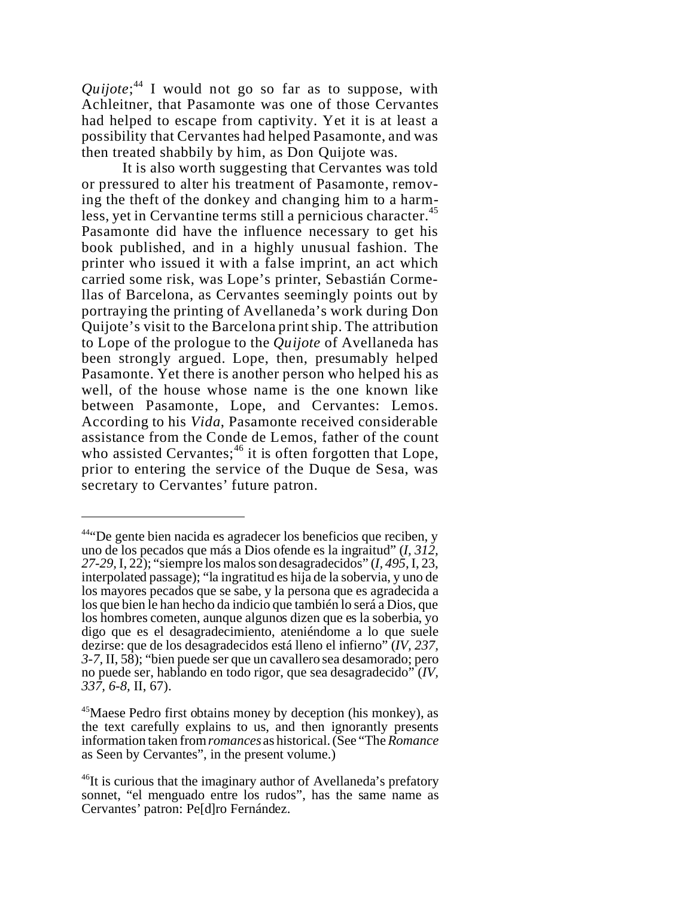*Quijote*;[44] I would not go so far as to suppose, with Achleitner, that Pasamonte was one of those Cervantes had helped to escape from captivity. Yet it is at least a possibility that Cervantes had helped Pasamonte, and was then treated shabbily by him, as Don Quijote was.

It is also worth suggesting that Cervantes was told or pressured to alter his treatment of Pasamonte, removing the theft of the donkey and changing him to a harmless, yet in Cervantine terms still a pernicious character.[45] Pasamonte did have the influence necessary to get his book published, and in a highly unusual fashion. The printer who issued it with a false imprint, an act which carried some risk, was Lope's printer, Sebastián Cormellas of Barcelona, as Cervantes seemingly points out by portraying the printing of Avellaneda's work during Don Quijote's visit to the Barcelona print ship. The attribution to Lope of the prologue to the *Quijote* of Avellaneda has been strongly argued. Lope, then, presumably helped Pasamonte. Yet there is another person who helped his as well, of the house whose name is the one known like between Pasamonte, Lope, and Cervantes: Lemos. According to his *Vida*, Pasamonte received considerable assistance from the Conde de Lemos, father of the count who assisted Cervantes;[46] it is often forgotten that Lope, prior to entering the service of the Duque de Sesa, was secretary to Cervantes' future patron.

---

[44]"De gente bien nacida es agradecer los beneficios que reciben, y uno de los pecados que más a Dios ofende es la ingraitud" (*I, 312, 27-29,* I, 22); "siempre los malos son desagradecidos" (*I, 495,* I, 23, interpolated passage); "la ingratitud es hija de la sobervia, y uno de los mayores pecados que se sabe, y la persona que es agradecida a los que bien le han hecho da indicio que también lo será a Dios, que los hombres cometen, aunque algunos dizen que es la soberbia, yo digo que es el desagradecimiento, ateniéndome a lo que suele dezirse: que de los desagradecidos está lleno el infierno" (*IV, 237, 3-7,* II, 58); "bien puede ser que un cavallero sea desamorado; pero no puede ser, hablando en todo rigor, que sea desagradecido" (*IV, 337, 6-8,* II, 67).

[45]Maese Pedro first obtains money by deception (his monkey), as the text carefully explains to us, and then ignorantly presents information taken from *romances* as historical. (See "The *Romance* as Seen by Cervantes", in the present volume.)

[46]It is curious that the imaginary author of Avellaneda's prefatory sonnet, "el menguado entre los rudos", has the same name as Cervantes' patron: Pe[d]ro Fernández.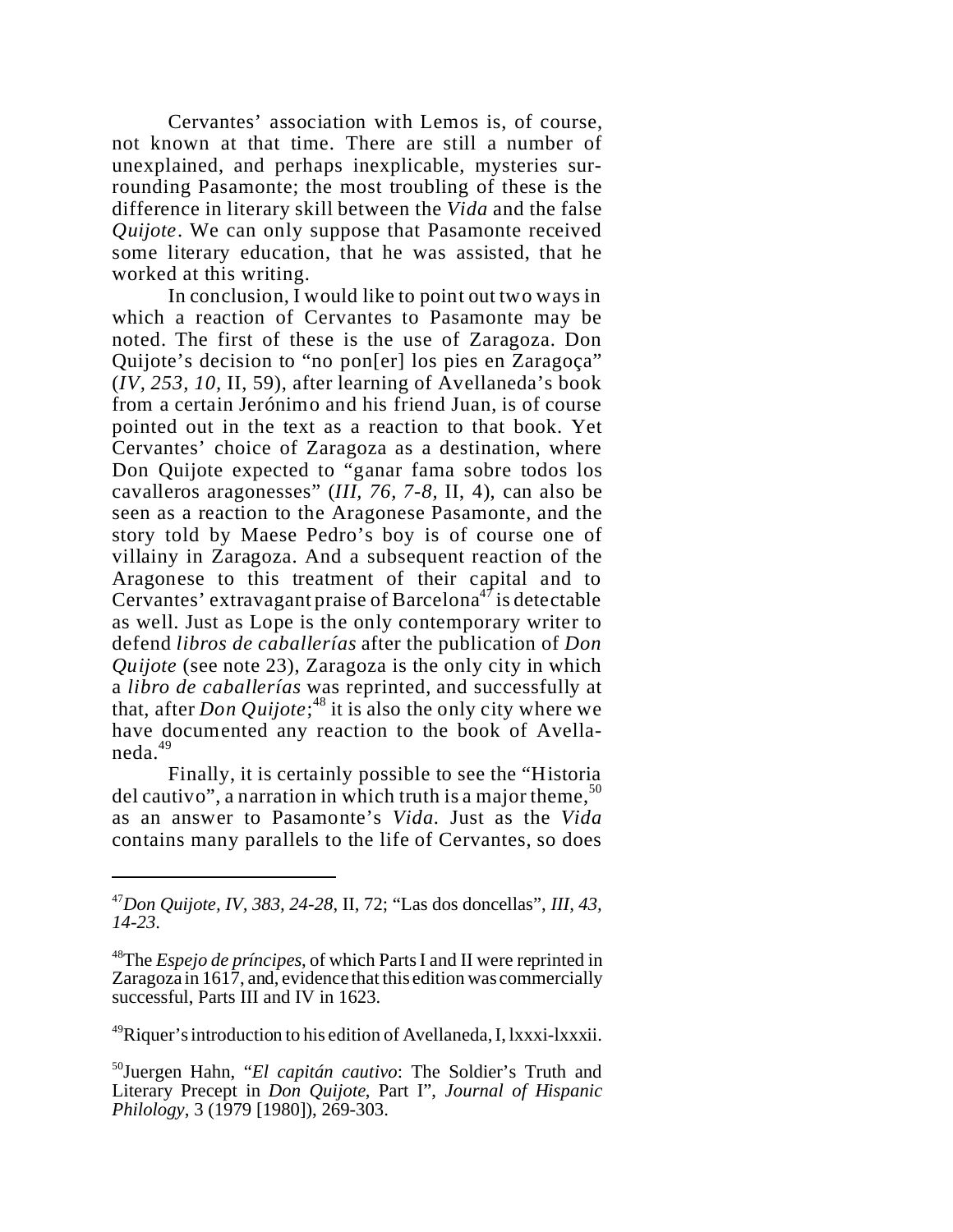Cervantes' association with Lemos is, of course, not known at that time. There are still a number of unexplained, and perhaps inexplicable, mysteries surrounding Pasamonte; the most troubling of these is the difference in literary skill between the *Vida* and the false *Quijote*. We can only suppose that Pasamonte received some literary education, that he was assisted, that he worked at this writing.

In conclusion, I would like to point out two ways in which a reaction of Cervantes to Pasamonte may be noted. The first of these is the use of Zaragoza. Don Quijote's decision to "no pon[er] los pies en Zaragoça" (*IV, 253, 10,* II, 59), after learning of Avellaneda's book from a certain Jerónimo and his friend Juan, is of course pointed out in the text as a reaction to that book. Yet Cervantes' choice of Zaragoza as a destination, where Don Quijote expected to "ganar fama sobre todos los cavalleros aragonesses" (*III, 76, 7-8,* II, 4), can also be seen as a reaction to the Aragonese Pasamonte, and the story told by Maese Pedro's boy is of course one of villainy in Zaragoza. And a subsequent reaction of the Aragonese to this treatment of their capital and to Cervantes' extravagant praise of Barcelona[47] is detectable as well. Just as Lope is the only contemporary writer to defend *libros de caballerías* after the publication of *Don Quijote* (see note 23), Zaragoza is the only city in which a *libro de caballerías* was reprinted, and successfully at that, after *Don Quijote*;[48] it is also the only city where we have documented any reaction to the book of Avellaneda.[49]

Finally, it is certainly possible to see the "Historia del cautivo", a narration in which truth is a major theme,[50] as an answer to Pasamonte's *Vida*. Just as the *Vida* contains many parallels to the life of Cervantes, so does

---

[47] *Don Quijote, IV, 383, 24-28,* II, 72; "Las dos doncellas", *III, 43, 14-23*.

[48] The *Espejo de príncipes*, of which Parts I and II were reprinted in Zaragoza in 1617, and, evidence that this edition was commercially successful, Parts III and IV in 1623.

[49] Riquer's introduction to his edition of Avellaneda, I, lxxxi-lxxxii.

[50] Juergen Hahn, "*El capitán cautivo*: The Soldier's Truth and Literary Precept in *Don Quijote*, Part I", *Journal of Hispanic Philology*, 3 (1979 [1980]), 269-303.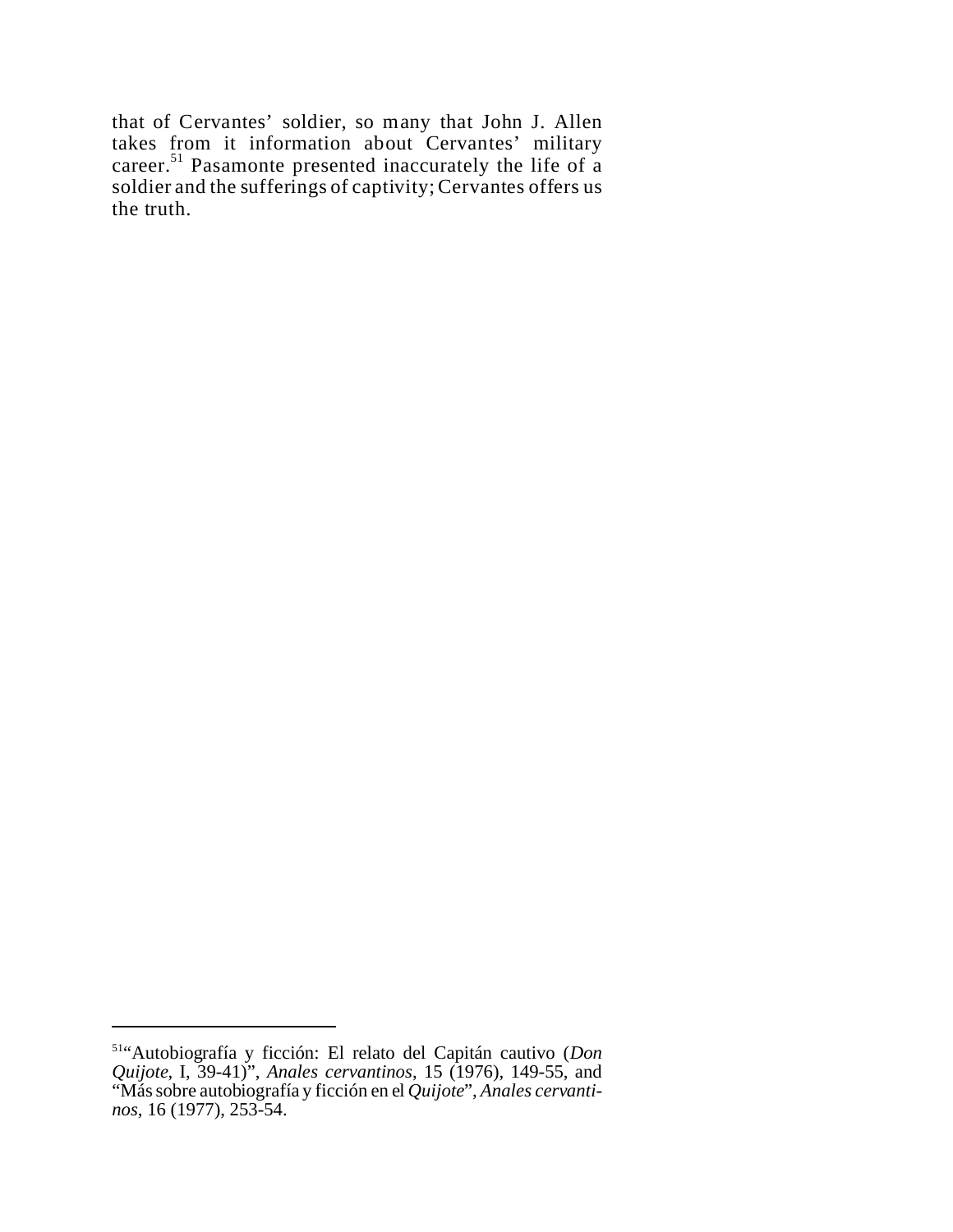that of Cervantes' soldier, so many that John J. Allen takes from it information about Cervantes' military career.[51] Pasamonte presented inaccurately the life of a soldier and the sufferings of captivity; Cervantes offers us the truth.

---

[51] "Autobiografía y ficción: El relato del Capitán cautivo (*Don Quijote*, I, 39-41)", *Anales cervantinos*, 15 (1976), 149-55, and "Más sobre autobiografía y ficción en el *Quijote*", *Anales cervantinos*, 16 (1977), 253-54.